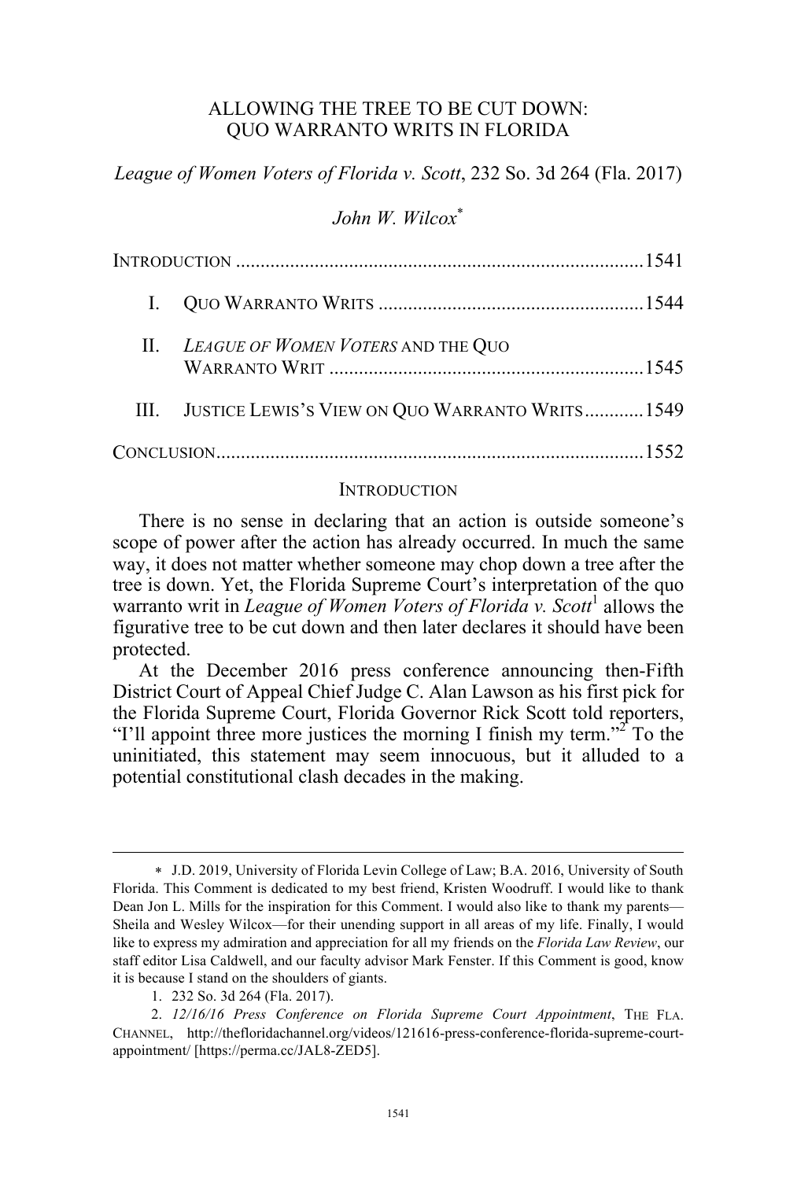# ALLOWING THE TREE TO BE CUT DOWN: QUO WARRANTO WRITS IN FLORIDA

*League of Women Voters of Florida v. Scott*, 232 So. 3d 264 (Fla. 2017)

*John W. Wilcox*[*]

INTRODUCTION .................................................................................. 1541

I. QUO WARRANTO WRITS ..................................................... 1544

II. *LEAGUE OF WOMEN VOTERS* AND THE QUO WARRANTO WRIT ............................................................... 1545

III. JUSTICE LEWIS'S VIEW ON QUO WARRANTO WRITS ............ 1549

CONCLUSION ..................................................................................... 1552

## INTRODUCTION

There is no sense in declaring that an action is outside someone's scope of power after the action has already occurred. In much the same way, it does not matter whether someone may chop down a tree after the tree is down. Yet, the Florida Supreme Court's interpretation of the quo warranto writ in *League of Women Voters of Florida v. Scott*[1] allows the figurative tree to be cut down and then later declares it should have been protected.

At the December 2016 press conference announcing then-Fifth District Court of Appeal Chief Judge C. Alan Lawson as his first pick for the Florida Supreme Court, Florida Governor Rick Scott told reporters, "I'll appoint three more justices the morning I finish my term."[2] To the uninitiated, this statement may seem innocuous, but it alluded to a potential constitutional clash decades in the making.

---

\* J.D. 2019, University of Florida Levin College of Law; B.A. 2016, University of South Florida. This Comment is dedicated to my best friend, Kristen Woodruff. I would like to thank Dean Jon L. Mills for the inspiration for this Comment. I would also like to thank my parents—Sheila and Wesley Wilcox—for their unending support in all areas of my life. Finally, I would like to express my admiration and appreciation for all my friends on the *Florida Law Review*, our staff editor Lisa Caldwell, and our faculty advisor Mark Fenster. If this Comment is good, know it is because I stand on the shoulders of giants.

1. 232 So. 3d 264 (Fla. 2017).

2. *12/16/16 Press Conference on Florida Supreme Court Appointment*, THE FLA. CHANNEL, http://thefloridachannel.org/videos/121616-press-conference-florida-supreme-court-appointment/ [https://perma.cc/JAL8-ZED5].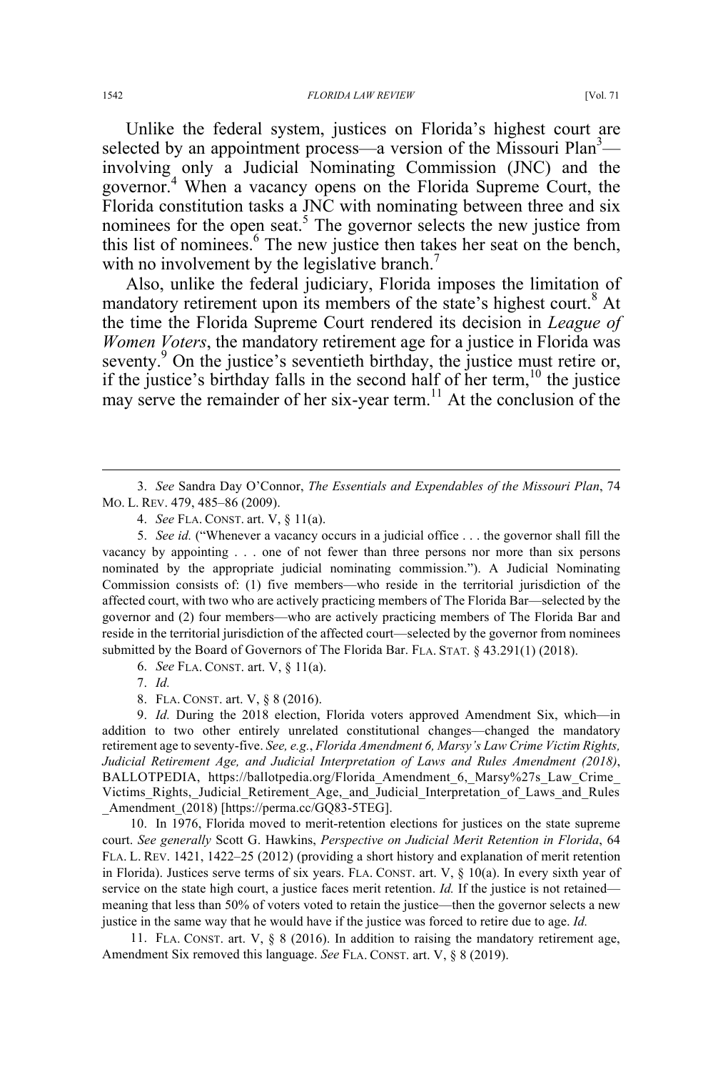Unlike the federal system, justices on Florida's highest court are selected by an appointment process—a version of the Missouri Plan[3]—involving only a Judicial Nominating Commission (JNC) and the governor.[4] When a vacancy opens on the Florida Supreme Court, the Florida constitution tasks a JNC with nominating between three and six nominees for the open seat.[5] The governor selects the new justice from this list of nominees.[6] The new justice then takes her seat on the bench, with no involvement by the legislative branch.[7]

Also, unlike the federal judiciary, Florida imposes the limitation of mandatory retirement upon its members of the state's highest court.[8] At the time the Florida Supreme Court rendered its decision in *League of Women Voters*, the mandatory retirement age for a justice in Florida was seventy.[9] On the justice's seventieth birthday, the justice must retire or, if the justice's birthday falls in the second half of her term,[10] the justice may serve the remainder of her six-year term.[11] At the conclusion of the

---

3. *See* Sandra Day O'Connor, *The Essentials and Expendables of the Missouri Plan*, 74 MO. L. REV. 479, 485–86 (2009).

4. *See* FLA. CONST. art. V, § 11(a).

5. *See id.* ("Whenever a vacancy occurs in a judicial office . . . the governor shall fill the vacancy by appointing . . . one of not fewer than three persons nor more than six persons nominated by the appropriate judicial nominating commission."). A Judicial Nominating Commission consists of: (1) five members—who reside in the territorial jurisdiction of the affected court, with two who are actively practicing members of The Florida Bar—selected by the governor and (2) four members—who are actively practicing members of The Florida Bar and reside in the territorial jurisdiction of the affected court—selected by the governor from nominees submitted by the Board of Governors of The Florida Bar. FLA. STAT. § 43.291(1) (2018).

6. *See* FLA. CONST. art. V, § 11(a).

7. *Id.*

8. FLA. CONST. art. V, § 8 (2016).

9. *Id.* During the 2018 election, Florida voters approved Amendment Six, which—in addition to two other entirely unrelated constitutional changes—changed the mandatory retirement age to seventy-five. *See, e.g.*, *Florida Amendment 6, Marsy's Law Crime Victim Rights, Judicial Retirement Age, and Judicial Interpretation of Laws and Rules Amendment (2018)*, BALLOTPEDIA, https://ballotpedia.org/Florida_Amendment_6,_Marsy%27s_Law_Crime_Victims_Rights,_Judicial_Retirement_Age,_and_Judicial_Interpretation_of_Laws_and_Rules_Amendment_(2018) [https://perma.cc/GQ83-5TEG].

10. In 1976, Florida moved to merit-retention elections for justices on the state supreme court. *See generally* Scott G. Hawkins, *Perspective on Judicial Merit Retention in Florida*, 64 FLA. L. REV. 1421, 1422–25 (2012) (providing a short history and explanation of merit retention in Florida). Justices serve terms of six years. FLA. CONST. art. V, § 10(a). In every sixth year of service on the state high court, a justice faces merit retention. *Id.* If the justice is not retained—meaning that less than 50% of voters voted to retain the justice—then the governor selects a new justice in the same way that he would have if the justice was forced to retire due to age. *Id.*

11. FLA. CONST. art. V, § 8 (2016). In addition to raising the mandatory retirement age, Amendment Six removed this language. *See* FLA. CONST. art. V, § 8 (2019).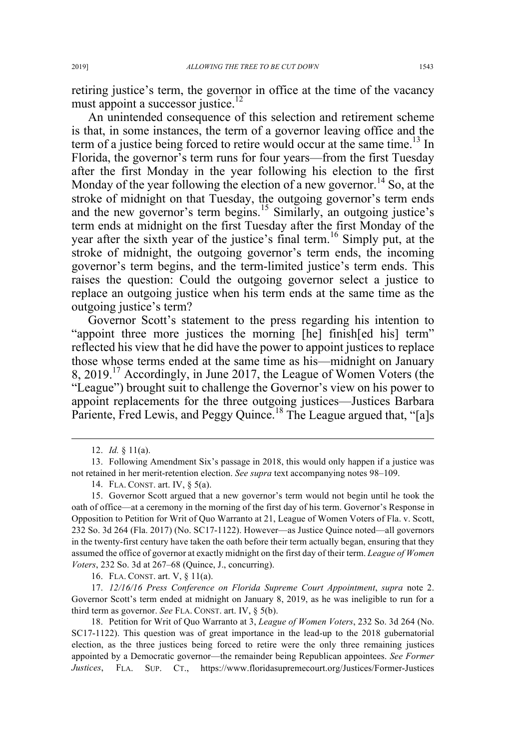retiring justice's term, the governor in office at the time of the vacancy must appoint a successor justice.[12]

An unintended consequence of this selection and retirement scheme is that, in some instances, the term of a governor leaving office and the term of a justice being forced to retire would occur at the same time.[13] In Florida, the governor's term runs for four years—from the first Tuesday after the first Monday in the year following his election to the first Monday of the year following the election of a new governor.[14] So, at the stroke of midnight on that Tuesday, the outgoing governor's term ends and the new governor's term begins.[15] Similarly, an outgoing justice's term ends at midnight on the first Tuesday after the first Monday of the year after the sixth year of the justice's final term.[16] Simply put, at the stroke of midnight, the outgoing governor's term ends, the incoming governor's term begins, and the term-limited justice's term ends. This raises the question: Could the outgoing governor select a justice to replace an outgoing justice when his term ends at the same time as the outgoing justice's term?

Governor Scott's statement to the press regarding his intention to "appoint three more justices the morning [he] finish[ed his] term" reflected his view that he did have the power to appoint justices to replace those whose terms ended at the same time as his—midnight on January 8, 2019.[17] Accordingly, in June 2017, the League of Women Voters (the "League") brought suit to challenge the Governor's view on his power to appoint replacements for the three outgoing justices—Justices Barbara Pariente, Fred Lewis, and Peggy Quince.[18] The League argued that, "[a]s

---

12. *Id.* § 11(a).

13. Following Amendment Six's passage in 2018, this would only happen if a justice was not retained in her merit-retention election. *See supra* text accompanying notes 98–109.

14. FLA. CONST. art. IV, § 5(a).

15. Governor Scott argued that a new governor's term would not begin until he took the oath of office—at a ceremony in the morning of the first day of his term. Governor's Response in Opposition to Petition for Writ of Quo Warranto at 21, League of Women Voters of Fla. v. Scott, 232 So. 3d 264 (Fla. 2017) (No. SC17-1122). However—as Justice Quince noted—all governors in the twenty-first century have taken the oath before their term actually began, ensuring that they assumed the office of governor at exactly midnight on the first day of their term. *League of Women Voters*, 232 So. 3d at 267–68 (Quince, J., concurring).

16. FLA. CONST. art. V, § 11(a).

17. *12/16/16 Press Conference on Florida Supreme Court Appointment*, *supra* note 2. Governor Scott's term ended at midnight on January 8, 2019, as he was ineligible to run for a third term as governor. *See* FLA. CONST. art. IV, § 5(b).

18. Petition for Writ of Quo Warranto at 3, *League of Women Voters*, 232 So. 3d 264 (No. SC17-1122). This question was of great importance in the lead-up to the 2018 gubernatorial election, as the three justices being forced to retire were the only three remaining justices appointed by a Democratic governor—the remainder being Republican appointees. *See Former Justices*, FLA. SUP. CT., https://www.floridasupremecourt.org/Justices/Former-Justices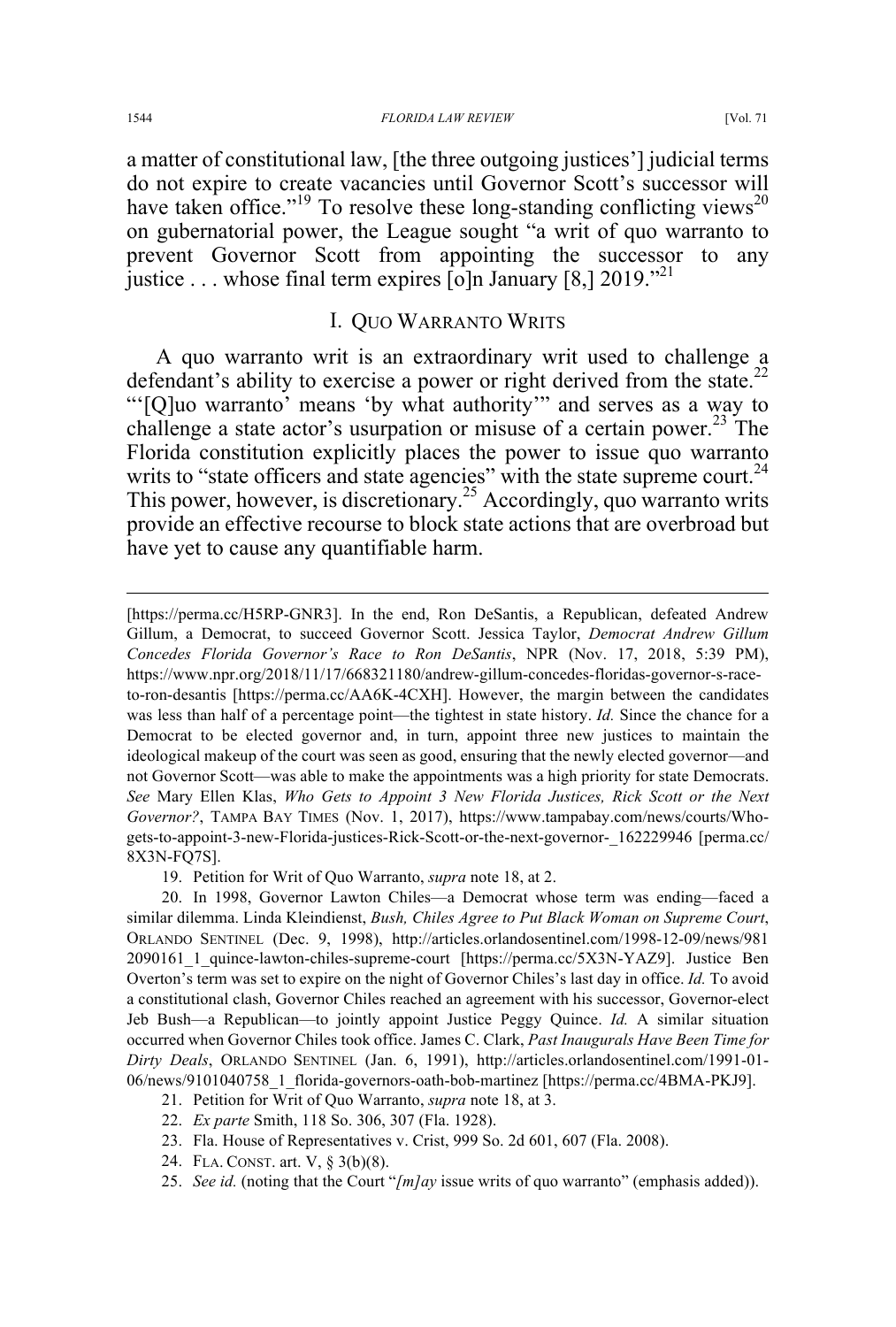a matter of constitutional law, [the three outgoing justices'] judicial terms do not expire to create vacancies until Governor Scott's successor will have taken office."[19] To resolve these long-standing conflicting views[20] on gubernatorial power, the League sought "a writ of quo warranto to prevent Governor Scott from appointing the successor to any justice . . . whose final term expires [o]n January [8,] 2019."[21]

## I. QUO WARRANTO WRITS

A quo warranto writ is an extraordinary writ used to challenge a defendant's ability to exercise a power or right derived from the state.[22] "'[Q]uo warranto' means 'by what authority'" and serves as a way to challenge a state actor's usurpation or misuse of a certain power.[23] The Florida constitution explicitly places the power to issue quo warranto writs to "state officers and state agencies" with the state supreme court.[24] This power, however, is discretionary.[25] Accordingly, quo warranto writs provide an effective recourse to block state actions that are overbroad but have yet to cause any quantifiable harm.

---

[https://perma.cc/H5RP-GNR3]. In the end, Ron DeSantis, a Republican, defeated Andrew Gillum, a Democrat, to succeed Governor Scott. Jessica Taylor, *Democrat Andrew Gillum Concedes Florida Governor's Race to Ron DeSantis*, NPR (Nov. 17, 2018, 5:39 PM), https://www.npr.org/2018/11/17/668321180/andrew-gillum-concedes-floridas-governor-s-race-to-ron-desantis [https://perma.cc/AA6K-4CXH]. However, the margin between the candidates was less than half of a percentage point—the tightest in state history. *Id.* Since the chance for a Democrat to be elected governor and, in turn, appoint three new justices to maintain the ideological makeup of the court was seen as good, ensuring that the newly elected governor—and not Governor Scott—was able to make the appointments was a high priority for state Democrats. *See* Mary Ellen Klas, *Who Gets to Appoint 3 New Florida Justices, Rick Scott or the Next Governor?*, TAMPA BAY TIMES (Nov. 1, 2017), https://www.tampabay.com/news/courts/Who-gets-to-appoint-3-new-Florida-justices-Rick-Scott-or-the-next-governor-_162229946 [perma.cc/8X3N-FQ7S].

19. Petition for Writ of Quo Warranto, *supra* note 18, at 2.

20. In 1998, Governor Lawton Chiles—a Democrat whose term was ending—faced a similar dilemma. Linda Kleindienst, *Bush, Chiles Agree to Put Black Woman on Supreme Court*, ORLANDO SENTINEL (Dec. 9, 1998), http://articles.orlandosentinel.com/1998-12-09/news/9812090161_1_quince-lawton-chiles-supreme-court [https://perma.cc/5X3N-YAZ9]. Justice Ben Overton's term was set to expire on the night of Governor Chiles's last day in office. *Id.* To avoid a constitutional clash, Governor Chiles reached an agreement with his successor, Governor-elect Jeb Bush—a Republican—to jointly appoint Justice Peggy Quince. *Id.* A similar situation occurred when Governor Chiles took office. James C. Clark, *Past Inaugurals Have Been Time for Dirty Deals*, ORLANDO SENTINEL (Jan. 6, 1991), http://articles.orlandosentinel.com/1991-01-06/news/9101040758_1_florida-governors-oath-bob-martinez [https://perma.cc/4BMA-PKJ9].

21. Petition for Writ of Quo Warranto, *supra* note 18, at 3.

22. *Ex parte* Smith, 118 So. 306, 307 (Fla. 1928).

23. Fla. House of Representatives v. Crist, 999 So. 2d 601, 607 (Fla. 2008).

24. FLA. CONST. art. V, § 3(b)(8).

25. *See id.* (noting that the Court "*[m]ay* issue writs of quo warranto" (emphasis added)).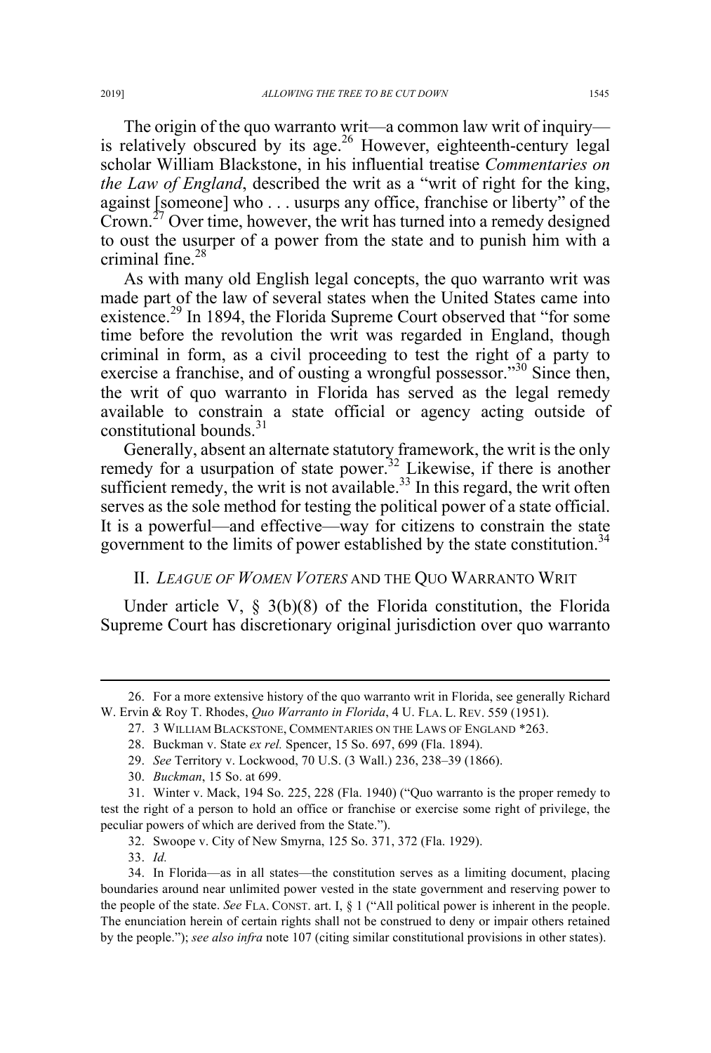The origin of the quo warranto writ—a common law writ of inquiry—is relatively obscured by its age.[26] However, eighteenth-century legal scholar William Blackstone, in his influential treatise *Commentaries on the Law of England*, described the writ as a "writ of right for the king, against [someone] who . . . usurps any office, franchise or liberty" of the Crown.[27] Over time, however, the writ has turned into a remedy designed to oust the usurper of a power from the state and to punish him with a criminal fine.[28]

As with many old English legal concepts, the quo warranto writ was made part of the law of several states when the United States came into existence.[29] In 1894, the Florida Supreme Court observed that "for some time before the revolution the writ was regarded in England, though criminal in form, as a civil proceeding to test the right of a party to exercise a franchise, and of ousting a wrongful possessor."[30] Since then, the writ of quo warranto in Florida has served as the legal remedy available to constrain a state official or agency acting outside of constitutional bounds.[31]

Generally, absent an alternate statutory framework, the writ is the only remedy for a usurpation of state power.[32] Likewise, if there is another sufficient remedy, the writ is not available.[33] In this regard, the writ often serves as the sole method for testing the political power of a state official. It is a powerful—and effective—way for citizens to constrain the state government to the limits of power established by the state constitution.[34]

## II. *League of Women Voters* and the Quo Warranto Writ

Under article V, § 3(b)(8) of the Florida constitution, the Florida Supreme Court has discretionary original jurisdiction over quo warranto

---

26. For a more extensive history of the quo warranto writ in Florida, see generally Richard W. Ervin & Roy T. Rhodes, *Quo Warranto in Florida*, 4 U. FLA. L. REV. 559 (1951).

27. 3 WILLIAM BLACKSTONE, COMMENTARIES ON THE LAWS OF ENGLAND *263.

28. Buckman v. State *ex rel.* Spencer, 15 So. 697, 699 (Fla. 1894).

29. *See* Territory v. Lockwood, 70 U.S. (3 Wall.) 236, 238–39 (1866).

30. *Buckman*, 15 So. at 699.

31. Winter v. Mack, 194 So. 225, 228 (Fla. 1940) ("Quo warranto is the proper remedy to test the right of a person to hold an office or franchise or exercise some right of privilege, the peculiar powers of which are derived from the State.").

32. Swoope v. City of New Smyrna, 125 So. 371, 372 (Fla. 1929).

33. *Id.*

34. In Florida—as in all states—the constitution serves as a limiting document, placing boundaries around near unlimited power vested in the state government and reserving power to the people of the state. *See* FLA. CONST. art. I, § 1 ("All political power is inherent in the people. The enunciation herein of certain rights shall not be construed to deny or impair others retained by the people."); *see also infra* note 107 (citing similar constitutional provisions in other states).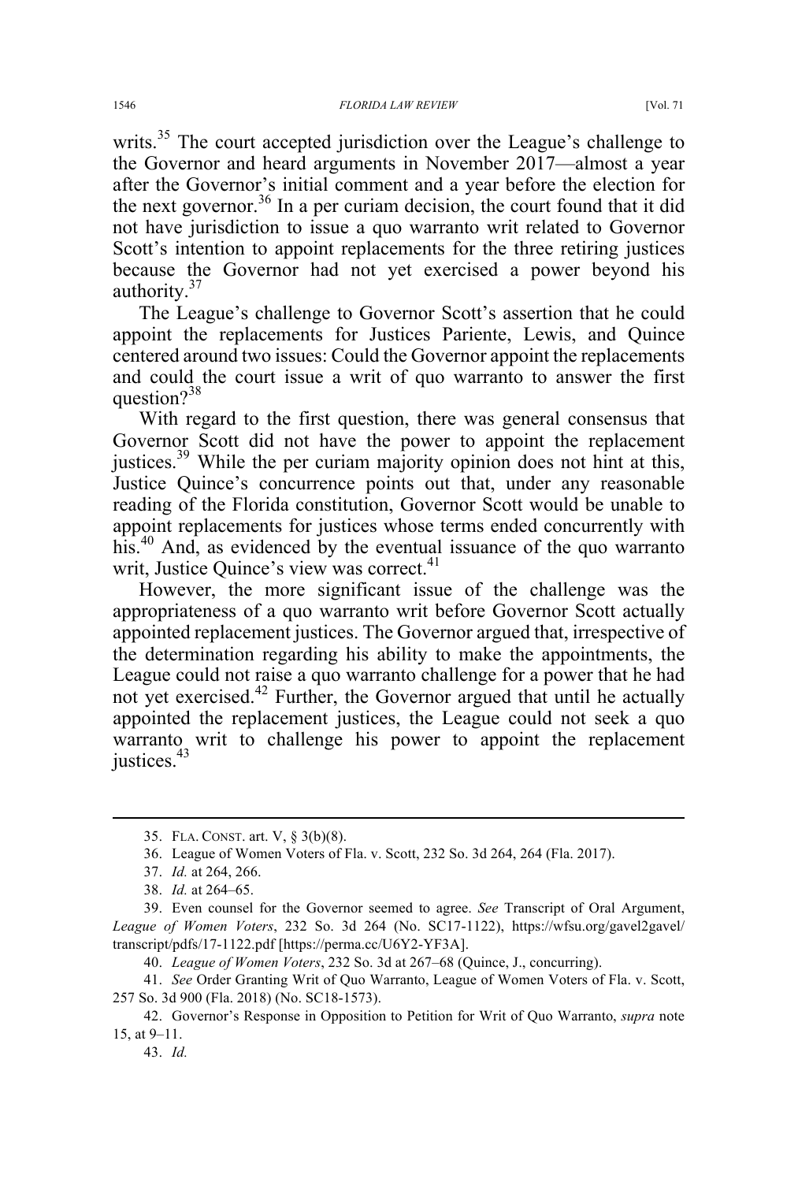writs.[35] The court accepted jurisdiction over the League's challenge to the Governor and heard arguments in November 2017—almost a year after the Governor's initial comment and a year before the election for the next governor.[36] In a per curiam decision, the court found that it did not have jurisdiction to issue a quo warranto writ related to Governor Scott's intention to appoint replacements for the three retiring justices because the Governor had not yet exercised a power beyond his authority.[37]

The League's challenge to Governor Scott's assertion that he could appoint the replacements for Justices Pariente, Lewis, and Quince centered around two issues: Could the Governor appoint the replacements and could the court issue a writ of quo warranto to answer the first question?[38]

With regard to the first question, there was general consensus that Governor Scott did not have the power to appoint the replacement justices.[39] While the per curiam majority opinion does not hint at this, Justice Quince's concurrence points out that, under any reasonable reading of the Florida constitution, Governor Scott would be unable to appoint replacements for justices whose terms ended concurrently with his.[40] And, as evidenced by the eventual issuance of the quo warranto writ, Justice Quince's view was correct.[41]

However, the more significant issue of the challenge was the appropriateness of a quo warranto writ before Governor Scott actually appointed replacement justices. The Governor argued that, irrespective of the determination regarding his ability to make the appointments, the League could not raise a quo warranto challenge for a power that he had not yet exercised.[42] Further, the Governor argued that until he actually appointed the replacement justices, the League could not seek a quo warranto writ to challenge his power to appoint the replacement justices.[43]

---

35. FLA. CONST. art. V, § 3(b)(8).

36. League of Women Voters of Fla. v. Scott, 232 So. 3d 264, 264 (Fla. 2017).

37. *Id.* at 264, 266.

38. *Id.* at 264–65.

39. Even counsel for the Governor seemed to agree. *See* Transcript of Oral Argument, *League of Women Voters*, 232 So. 3d 264 (No. SC17-1122), https://wfsu.org/gavel2gavel/transcript/pdfs/17-1122.pdf [https://perma.cc/U6Y2-YF3A].

40. *League of Women Voters*, 232 So. 3d at 267–68 (Quince, J., concurring).

41. *See* Order Granting Writ of Quo Warranto, League of Women Voters of Fla. v. Scott, 257 So. 3d 900 (Fla. 2018) (No. SC18-1573).

42. Governor's Response in Opposition to Petition for Writ of Quo Warranto, *supra* note 15, at 9–11.

43. *Id.*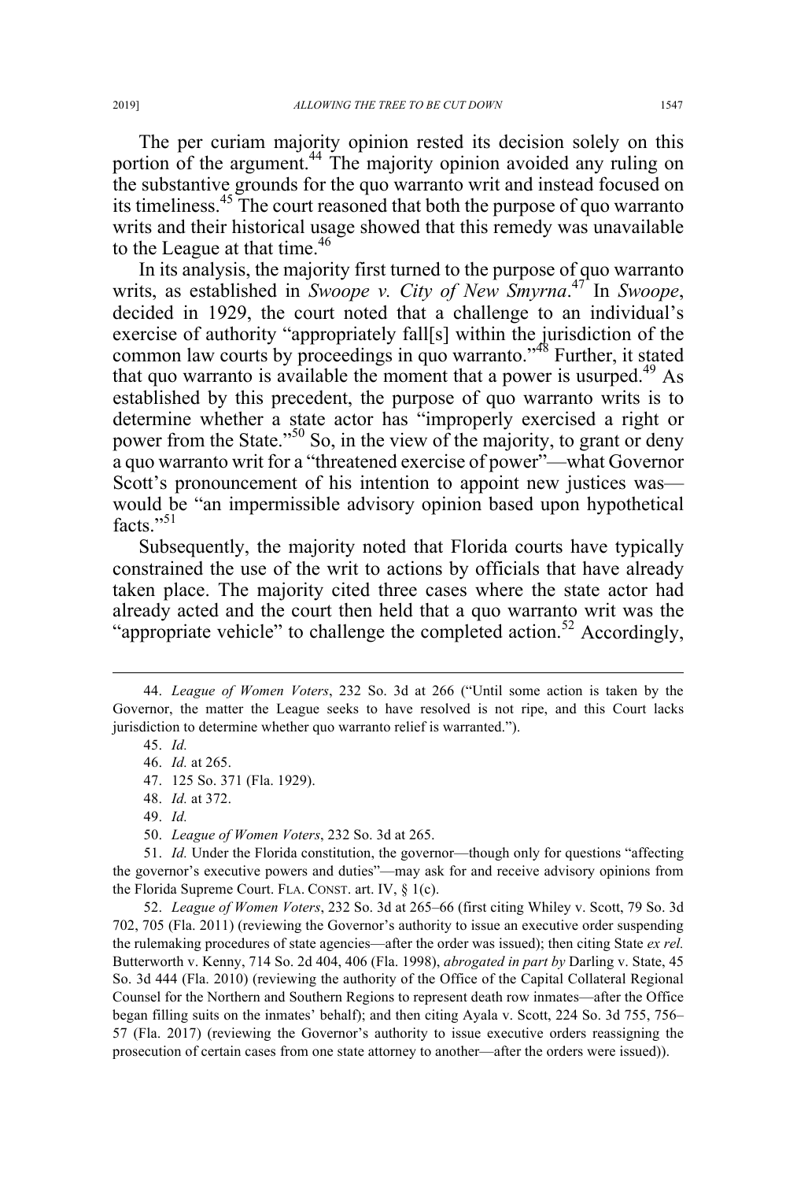The per curiam majority opinion rested its decision solely on this portion of the argument.[44] The majority opinion avoided any ruling on the substantive grounds for the quo warranto writ and instead focused on its timeliness.[45] The court reasoned that both the purpose of quo warranto writs and their historical usage showed that this remedy was unavailable to the League at that time.[46]

In its analysis, the majority first turned to the purpose of quo warranto writs, as established in *Swoope v. City of New Smyrna*.[47] In *Swoope*, decided in 1929, the court noted that a challenge to an individual's exercise of authority "appropriately fall[s] within the jurisdiction of the common law courts by proceedings in quo warranto."[48] Further, it stated that quo warranto is available the moment that a power is usurped.[49] As established by this precedent, the purpose of quo warranto writs is to determine whether a state actor has "improperly exercised a right or power from the State."[50] So, in the view of the majority, to grant or deny a quo warranto writ for a "threatened exercise of power"—what Governor Scott's pronouncement of his intention to appoint new justices was—would be "an impermissible advisory opinion based upon hypothetical facts."[51]

Subsequently, the majority noted that Florida courts have typically constrained the use of the writ to actions by officials that have already taken place. The majority cited three cases where the state actor had already acted and the court then held that a quo warranto writ was the "appropriate vehicle" to challenge the completed action.[52] Accordingly,

---

44. *League of Women Voters*, 232 So. 3d at 266 ("Until some action is taken by the Governor, the matter the League seeks to have resolved is not ripe, and this Court lacks jurisdiction to determine whether quo warranto relief is warranted.").

45. *Id.*

46. *Id.* at 265.

47. 125 So. 371 (Fla. 1929).

48. *Id.* at 372.

49. *Id.*

50. *League of Women Voters*, 232 So. 3d at 265.

51. *Id.* Under the Florida constitution, the governor—though only for questions "affecting the governor's executive powers and duties"—may ask for and receive advisory opinions from the Florida Supreme Court. FLA. CONST. art. IV, § 1(c).

52. *League of Women Voters*, 232 So. 3d at 265–66 (first citing Whiley v. Scott, 79 So. 3d 702, 705 (Fla. 2011) (reviewing the Governor's authority to issue an executive order suspending the rulemaking procedures of state agencies—after the order was issued); then citing State *ex rel.* Butterworth v. Kenny, 714 So. 2d 404, 406 (Fla. 1998), *abrogated in part by* Darling v. State, 45 So. 3d 444 (Fla. 2010) (reviewing the authority of the Office of the Capital Collateral Regional Counsel for the Northern and Southern Regions to represent death row inmates—after the Office began filling suits on the inmates' behalf); and then citing Ayala v. Scott, 224 So. 3d 755, 756–57 (Fla. 2017) (reviewing the Governor's authority to issue executive orders reassigning the prosecution of certain cases from one state attorney to another—after the orders were issued)).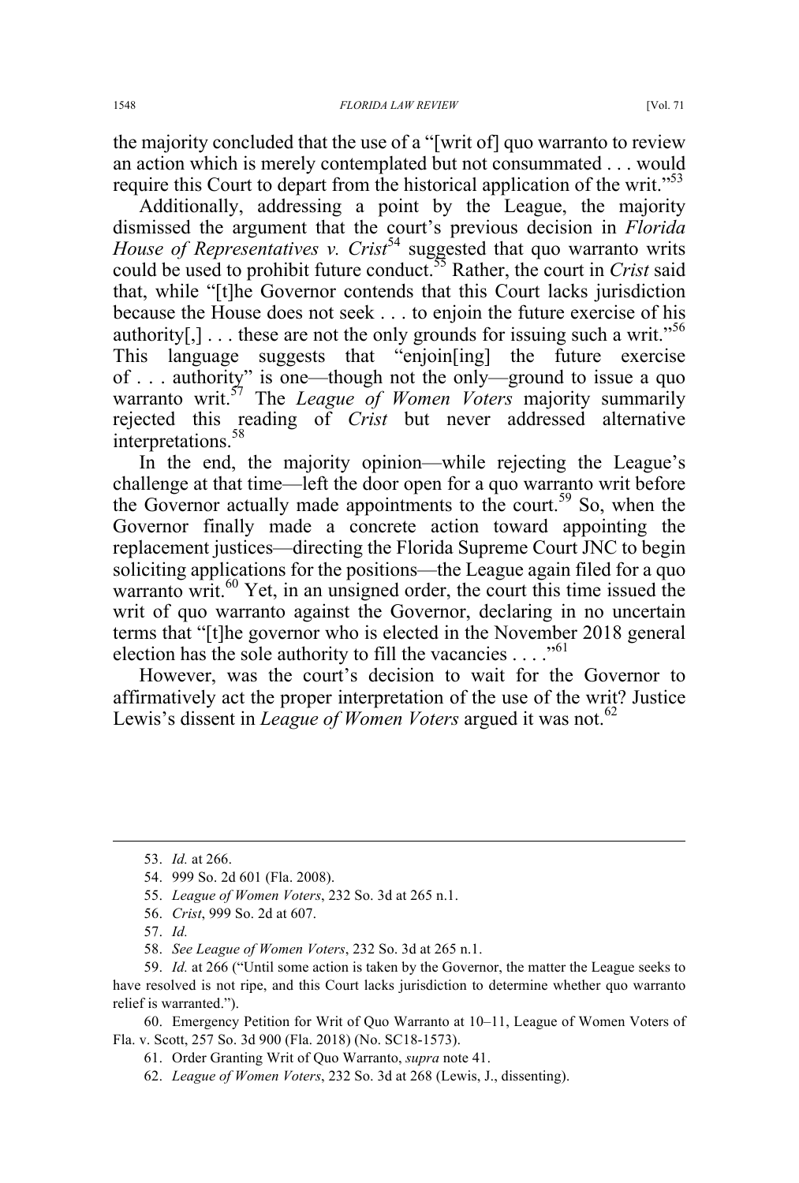the majority concluded that the use of a "[writ of] quo warranto to review an action which is merely contemplated but not consummated . . . would require this Court to depart from the historical application of the writ."[53]

Additionally, addressing a point by the League, the majority dismissed the argument that the court's previous decision in *Florida House of Representatives v. Crist*[54] suggested that quo warranto writs could be used to prohibit future conduct.[55] Rather, the court in *Crist* said that, while "[t]he Governor contends that this Court lacks jurisdiction because the House does not seek . . . to enjoin the future exercise of his authority[,] . . . these are not the only grounds for issuing such a writ."[56] This language suggests that "enjoin[ing] the future exercise of . . . authority" is one—though not the only—ground to issue a quo warranto writ.[57] The *League of Women Voters* majority summarily rejected this reading of *Crist* but never addressed alternative interpretations.[58]

In the end, the majority opinion—while rejecting the League's challenge at that time—left the door open for a quo warranto writ before the Governor actually made appointments to the court.[59] So, when the Governor finally made a concrete action toward appointing the replacement justices—directing the Florida Supreme Court JNC to begin soliciting applications for the positions—the League again filed for a quo warranto writ.[60] Yet, in an unsigned order, the court this time issued the writ of quo warranto against the Governor, declaring in no uncertain terms that "[t]he governor who is elected in the November 2018 general election has the sole authority to fill the vacancies . . . ."[61]

However, was the court's decision to wait for the Governor to affirmatively act the proper interpretation of the use of the writ? Justice Lewis's dissent in *League of Women Voters* argued it was not.[62]

---

53. *Id.* at 266.

54. 999 So. 2d 601 (Fla. 2008).

55. *League of Women Voters*, 232 So. 3d at 265 n.1.

56. *Crist*, 999 So. 2d at 607.

57. *Id.*

58. *See League of Women Voters*, 232 So. 3d at 265 n.1.

59. *Id.* at 266 ("Until some action is taken by the Governor, the matter the League seeks to have resolved is not ripe, and this Court lacks jurisdiction to determine whether quo warranto relief is warranted.").

60. Emergency Petition for Writ of Quo Warranto at 10–11, League of Women Voters of Fla. v. Scott, 257 So. 3d 900 (Fla. 2018) (No. SC18-1573).

61. Order Granting Writ of Quo Warranto, *supra* note 41.

62. *League of Women Voters*, 232 So. 3d at 268 (Lewis, J., dissenting).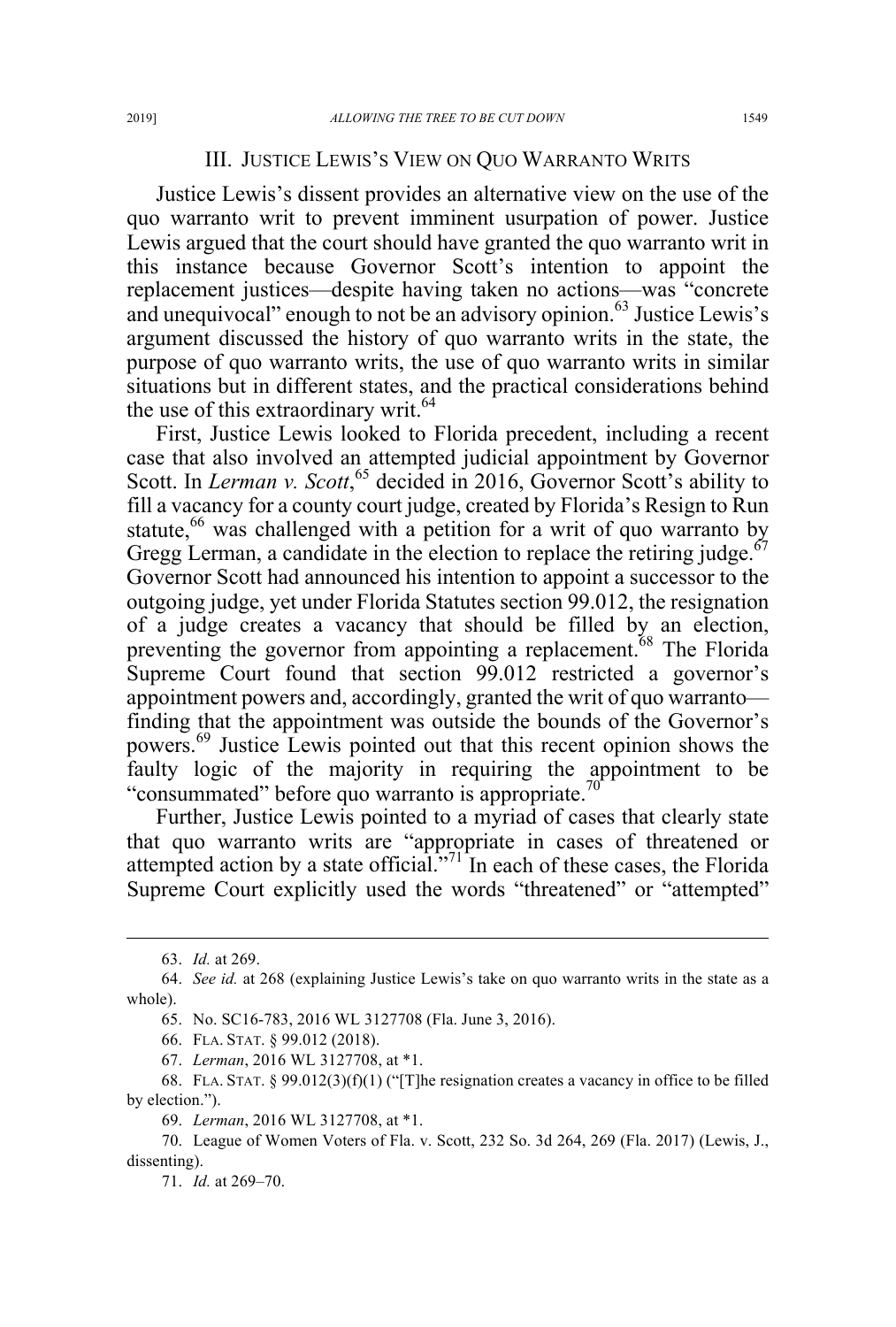## III. JUSTICE LEWIS'S VIEW ON QUO WARRANTO WRITS

Justice Lewis's dissent provides an alternative view on the use of the quo warranto writ to prevent imminent usurpation of power. Justice Lewis argued that the court should have granted the quo warranto writ in this instance because Governor Scott's intention to appoint the replacement justices—despite having taken no actions—was "concrete and unequivocal" enough to not be an advisory opinion.[63] Justice Lewis's argument discussed the history of quo warranto writs in the state, the purpose of quo warranto writs, the use of quo warranto writs in similar situations but in different states, and the practical considerations behind the use of this extraordinary writ.[64]

First, Justice Lewis looked to Florida precedent, including a recent case that also involved an attempted judicial appointment by Governor Scott. In *Lerman v. Scott*,[65] decided in 2016, Governor Scott's ability to fill a vacancy for a county court judge, created by Florida's Resign to Run statute,[66] was challenged with a petition for a writ of quo warranto by Gregg Lerman, a candidate in the election to replace the retiring judge.[67] Governor Scott had announced his intention to appoint a successor to the outgoing judge, yet under Florida Statutes section 99.012, the resignation of a judge creates a vacancy that should be filled by an election, preventing the governor from appointing a replacement.[68] The Florida Supreme Court found that section 99.012 restricted a governor's appointment powers and, accordingly, granted the writ of quo warranto—finding that the appointment was outside the bounds of the Governor's powers.[69] Justice Lewis pointed out that this recent opinion shows the faulty logic of the majority in requiring the appointment to be "consummated" before quo warranto is appropriate.[70]

Further, Justice Lewis pointed to a myriad of cases that clearly state that quo warranto writs are "appropriate in cases of threatened or attempted action by a state official."[71] In each of these cases, the Florida Supreme Court explicitly used the words "threatened" or "attempted"

---

63. *Id.* at 269.

64. *See id.* at 268 (explaining Justice Lewis's take on quo warranto writs in the state as a whole).

65. No. SC16-783, 2016 WL 3127708 (Fla. June 3, 2016).

66. FLA. STAT. § 99.012 (2018).

67. *Lerman*, 2016 WL 3127708, at *1.

68. FLA. STAT. § 99.012(3)(f)(1) ("[T]he resignation creates a vacancy in office to be filled by election.").

69. *Lerman*, 2016 WL 3127708, at *1.

70. League of Women Voters of Fla. v. Scott, 232 So. 3d 264, 269 (Fla. 2017) (Lewis, J., dissenting).

71. *Id.* at 269–70.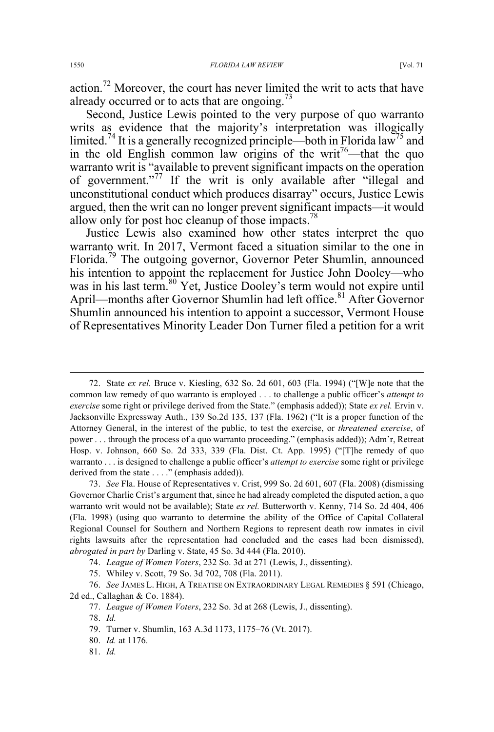action.[72] Moreover, the court has never limited the writ to acts that have already occurred or to acts that are ongoing.[73]

Second, Justice Lewis pointed to the very purpose of quo warranto writs as evidence that the majority's interpretation was illogically limited.[74] It is a generally recognized principle—both in Florida law[75] and in the old English common law origins of the writ[76]—that the quo warranto writ is "available to prevent significant impacts on the operation of government."[77] If the writ is only available after "illegal and unconstitutional conduct which produces disarray" occurs, Justice Lewis argued, then the writ can no longer prevent significant impacts—it would allow only for post hoc cleanup of those impacts.[78]

Justice Lewis also examined how other states interpret the quo warranto writ. In 2017, Vermont faced a situation similar to the one in Florida.[79] The outgoing governor, Governor Peter Shumlin, announced his intention to appoint the replacement for Justice John Dooley—who was in his last term.[80] Yet, Justice Dooley's term would not expire until April—months after Governor Shumlin had left office.[81] After Governor Shumlin announced his intention to appoint a successor, Vermont House of Representatives Minority Leader Don Turner filed a petition for a writ

---

72. State *ex rel.* Bruce v. Kiesling, 632 So. 2d 601, 603 (Fla. 1994) ("[W]e note that the common law remedy of quo warranto is employed . . . to challenge a public officer's *attempt to exercise* some right or privilege derived from the State." (emphasis added)); State *ex rel.* Ervin v. Jacksonville Expressway Auth., 139 So.2d 135, 137 (Fla. 1962) ("It is a proper function of the Attorney General, in the interest of the public, to test the exercise, or *threatened exercise*, of power . . . through the process of a quo warranto proceeding." (emphasis added)); Adm'r, Retreat Hosp. v. Johnson, 660 So. 2d 333, 339 (Fla. Dist. Ct. App. 1995) ("[T]he remedy of quo warranto . . . is designed to challenge a public officer's *attempt to exercise* some right or privilege derived from the state . . . ." (emphasis added)).

73. *See* Fla. House of Representatives v. Crist, 999 So. 2d 601, 607 (Fla. 2008) (dismissing Governor Charlie Crist's argument that, since he had already completed the disputed action, a quo warranto writ would not be available); State *ex rel.* Butterworth v. Kenny, 714 So. 2d 404, 406 (Fla. 1998) (using quo warranto to determine the ability of the Office of Capital Collateral Regional Counsel for Southern and Northern Regions to represent death row inmates in civil rights lawsuits after the representation had concluded and the cases had been dismissed), *abrogated in part by* Darling v. State, 45 So. 3d 444 (Fla. 2010).

74. *League of Women Voters*, 232 So. 3d at 271 (Lewis, J., dissenting).

75. Whiley v. Scott, 79 So. 3d 702, 708 (Fla. 2011).

76. *See* JAMES L. HIGH, A TREATISE ON EXTRAORDINARY LEGAL REMEDIES § 591 (Chicago, 2d ed., Callaghan & Co. 1884).

77. *League of Women Voters*, 232 So. 3d at 268 (Lewis, J., dissenting).

78. *Id.*

79. Turner v. Shumlin, 163 A.3d 1173, 1175–76 (Vt. 2017).

80. *Id.* at 1176.

81. *Id.*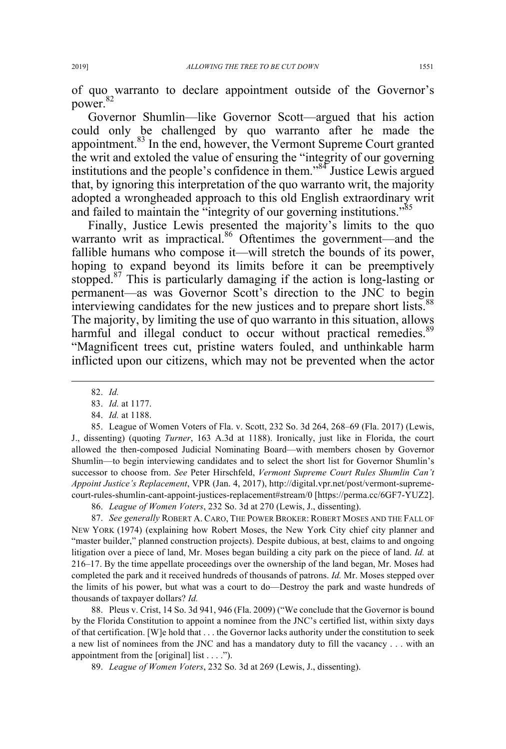of quo warranto to declare appointment outside of the Governor's power.[82]

Governor Shumlin—like Governor Scott—argued that his action could only be challenged by quo warranto after he made the appointment.[83] In the end, however, the Vermont Supreme Court granted the writ and extoled the value of ensuring the "integrity of our governing institutions and the people's confidence in them."[84] Justice Lewis argued that, by ignoring this interpretation of the quo warranto writ, the majority adopted a wrongheaded approach to this old English extraordinary writ and failed to maintain the "integrity of our governing institutions."[85]

Finally, Justice Lewis presented the majority's limits to the quo warranto writ as impractical.[86] Oftentimes the government—and the fallible humans who compose it—will stretch the bounds of its power, hoping to expand beyond its limits before it can be preemptively stopped.[87] This is particularly damaging if the action is long-lasting or permanent—as was Governor Scott's direction to the JNC to begin interviewing candidates for the new justices and to prepare short lists.[88] The majority, by limiting the use of quo warranto in this situation, allows harmful and illegal conduct to occur without practical remedies.[89] "Magnificent trees cut, pristine waters fouled, and unthinkable harm inflicted upon our citizens, which may not be prevented when the actor

---

82. *Id.*

83. *Id.* at 1177.

84. *Id.* at 1188.

85. League of Women Voters of Fla. v. Scott, 232 So. 3d 264, 268–69 (Fla. 2017) (Lewis, J., dissenting) (quoting *Turner*, 163 A.3d at 1188). Ironically, just like in Florida, the court allowed the then-composed Judicial Nominating Board—with members chosen by Governor Shumlin—to begin interviewing candidates and to select the short list for Governor Shumlin's successor to choose from. *See* Peter Hirschfeld, *Vermont Supreme Court Rules Shumlin Can't Appoint Justice's Replacement*, VPR (Jan. 4, 2017), http://digital.vpr.net/post/vermont-supreme-court-rules-shumlin-cant-appoint-justices-replacement#stream/0 [https://perma.cc/6GF7-YUZ2].

86. *League of Women Voters*, 232 So. 3d at 270 (Lewis, J., dissenting).

87. *See generally* ROBERT A. CARO, THE POWER BROKER: ROBERT MOSES AND THE FALL OF NEW YORK (1974) (explaining how Robert Moses, the New York City chief city planner and "master builder," planned construction projects). Despite dubious, at best, claims to and ongoing litigation over a piece of land, Mr. Moses began building a city park on the piece of land. *Id.* at 216–17. By the time appellate proceedings over the ownership of the land began, Mr. Moses had completed the park and it received hundreds of thousands of patrons. *Id.* Mr. Moses stepped over the limits of his power, but what was a court to do—Destroy the park and waste hundreds of thousands of taxpayer dollars? *Id.*

88. Pleus v. Crist, 14 So. 3d 941, 946 (Fla. 2009) ("We conclude that the Governor is bound by the Florida Constitution to appoint a nominee from the JNC's certified list, within sixty days of that certification. [W]e hold that . . . the Governor lacks authority under the constitution to seek a new list of nominees from the JNC and has a mandatory duty to fill the vacancy . . . with an appointment from the [original] list . . . .").

89. *League of Women Voters*, 232 So. 3d at 269 (Lewis, J., dissenting).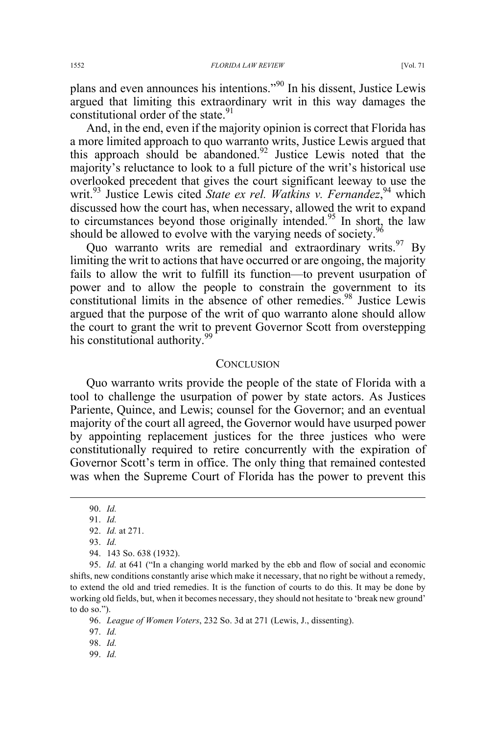plans and even announces his intentions."[90] In his dissent, Justice Lewis argued that limiting this extraordinary writ in this way damages the constitutional order of the state.[91]

And, in the end, even if the majority opinion is correct that Florida has a more limited approach to quo warranto writs, Justice Lewis argued that this approach should be abandoned.[92] Justice Lewis noted that the majority's reluctance to look to a full picture of the writ's historical use overlooked precedent that gives the court significant leeway to use the writ.[93] Justice Lewis cited *State ex rel. Watkins v. Fernandez*,[94] which discussed how the court has, when necessary, allowed the writ to expand to circumstances beyond those originally intended.[95] In short, the law should be allowed to evolve with the varying needs of society.[96]

Quo warranto writs are remedial and extraordinary writs.[97] By limiting the writ to actions that have occurred or are ongoing, the majority fails to allow the writ to fulfill its function—to prevent usurpation of power and to allow the people to constrain the government to its constitutional limits in the absence of other remedies.[98] Justice Lewis argued that the purpose of the writ of quo warranto alone should allow the court to grant the writ to prevent Governor Scott from overstepping his constitutional authority.[99]

## CONCLUSION

Quo warranto writs provide the people of the state of Florida with a tool to challenge the usurpation of power by state actors. As Justices Pariente, Quince, and Lewis; counsel for the Governor; and an eventual majority of the court all agreed, the Governor would have usurped power by appointing replacement justices for the three justices who were constitutionally required to retire concurrently with the expiration of Governor Scott's term in office. The only thing that remained contested was when the Supreme Court of Florida has the power to prevent this

---

90. *Id.*

91. *Id.*

92. *Id.* at 271.

93. *Id.*

94. 143 So. 638 (1932).

95. *Id.* at 641 ("In a changing world marked by the ebb and flow of social and economic shifts, new conditions constantly arise which make it necessary, that no right be without a remedy, to extend the old and tried remedies. It is the function of courts to do this. It may be done by working old fields, but, when it becomes necessary, they should not hesitate to 'break new ground' to do so.").

96. *League of Women Voters*, 232 So. 3d at 271 (Lewis, J., dissenting).

97. *Id.*

98. *Id.*

99. *Id.*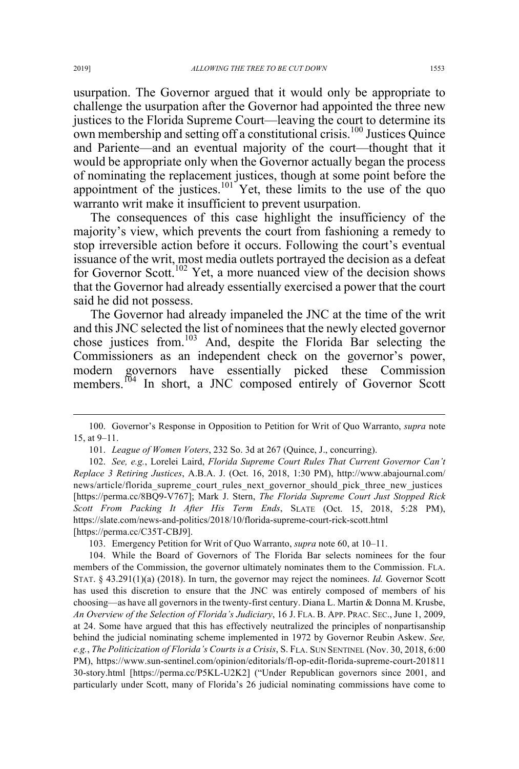usurpation. The Governor argued that it would only be appropriate to challenge the usurpation after the Governor had appointed the three new justices to the Florida Supreme Court—leaving the court to determine its own membership and setting off a constitutional crisis.[100] Justices Quince and Pariente—and an eventual majority of the court—thought that it would be appropriate only when the Governor actually began the process of nominating the replacement justices, though at some point before the appointment of the justices.[101] Yet, these limits to the use of the quo warranto writ make it insufficient to prevent usurpation.

The consequences of this case highlight the insufficiency of the majority's view, which prevents the court from fashioning a remedy to stop irreversible action before it occurs. Following the court's eventual issuance of the writ, most media outlets portrayed the decision as a defeat for Governor Scott.[102] Yet, a more nuanced view of the decision shows that the Governor had already essentially exercised a power that the court said he did not possess.

The Governor had already impaneled the JNC at the time of the writ and this JNC selected the list of nominees that the newly elected governor chose justices from.[103] And, despite the Florida Bar selecting the Commissioners as an independent check on the governor's power, modern governors have essentially picked these Commission members.[104] In short, a JNC composed entirely of Governor Scott

---

100. Governor's Response in Opposition to Petition for Writ of Quo Warranto, *supra* note 15, at 9–11.

101. *League of Women Voters*, 232 So. 3d at 267 (Quince, J., concurring).

102. *See, e.g.*, Lorelei Laird, *Florida Supreme Court Rules That Current Governor Can't Replace 3 Retiring Justices*, A.B.A. J. (Oct. 16, 2018, 1:30 PM), http://www.abajournal.com/news/article/florida_supreme_court_rules_next_governor_should_pick_three_new_justices [https://perma.cc/8BQ9-V767]; Mark J. Stern, *The Florida Supreme Court Just Stopped Rick Scott From Packing It After His Term Ends*, SLATE (Oct. 15, 2018, 5:28 PM), https://slate.com/news-and-politics/2018/10/florida-supreme-court-rick-scott.html [https://perma.cc/C35T-CBJ9].

103. Emergency Petition for Writ of Quo Warranto, *supra* note 60, at 10–11.

104. While the Board of Governors of The Florida Bar selects nominees for the four members of the Commission, the governor ultimately nominates them to the Commission. FLA. STAT. § 43.291(1)(a) (2018). In turn, the governor may reject the nominees. *Id.* Governor Scott has used this discretion to ensure that the JNC was entirely composed of members of his choosing—as have all governors in the twenty-first century. Diana L. Martin & Donna M. Krusbe, *An Overview of the Selection of Florida's Judiciary*, 16 J. FLA. B. APP. PRAC. SEC., June 1, 2009, at 24. Some have argued that this has effectively neutralized the principles of nonpartisanship behind the judicial nominating scheme implemented in 1972 by Governor Reubin Askew. *See, e.g.*, *The Politicization of Florida's Courts is a Crisis*, S. FLA. SUN SENTINEL (Nov. 30, 2018, 6:00 PM), https://www.sun-sentinel.com/opinion/editorials/fl-op-edit-florida-supreme-court-20181130-story.html [https://perma.cc/P5KL-U2K2] ("Under Republican governors since 2001, and particularly under Scott, many of Florida's 26 judicial nominating commissions have come to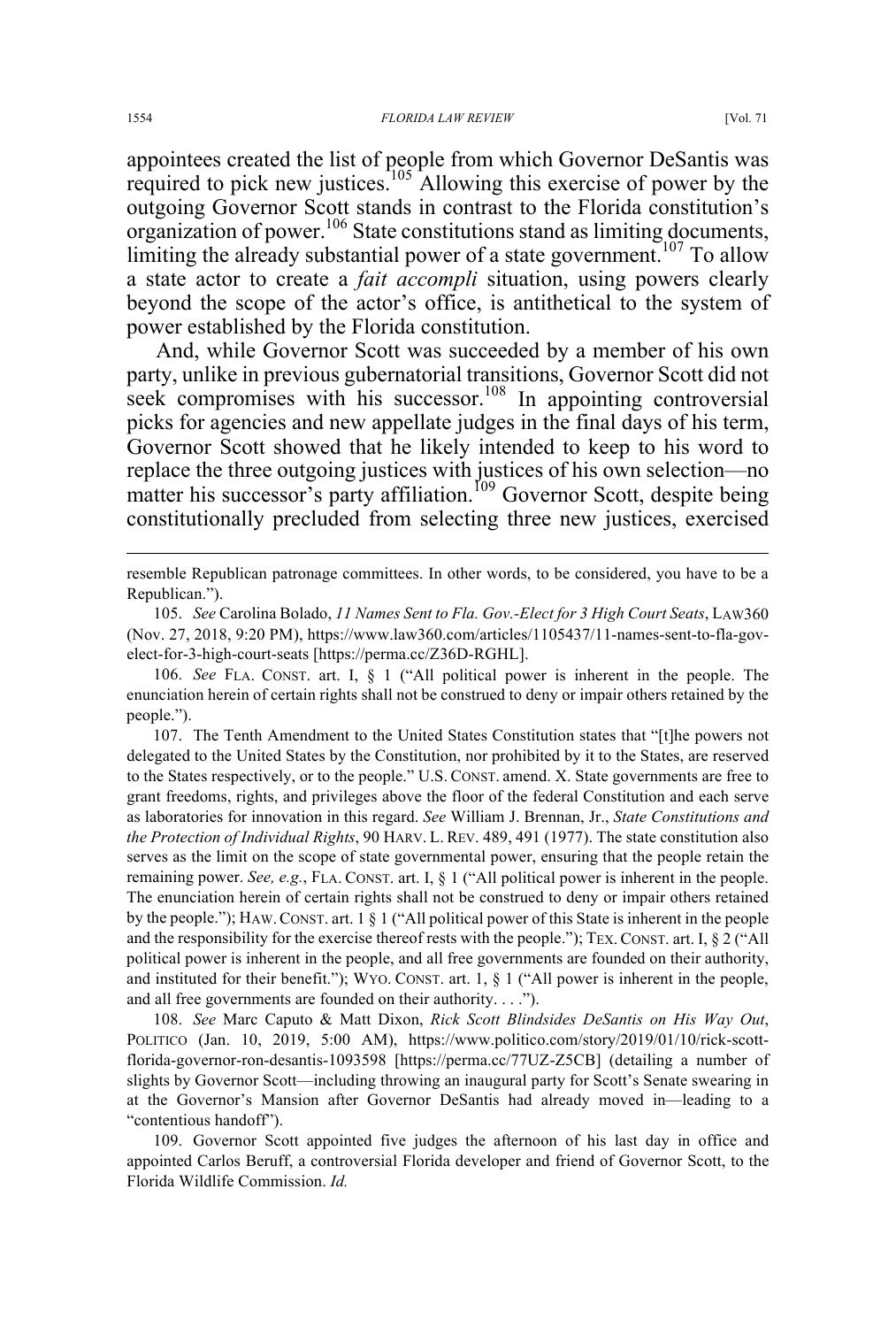appointees created the list of people from which Governor DeSantis was required to pick new justices.[105] Allowing this exercise of power by the outgoing Governor Scott stands in contrast to the Florida constitution's organization of power.[106] State constitutions stand as limiting documents, limiting the already substantial power of a state government.[107] To allow a state actor to create a *fait accompli* situation, using powers clearly beyond the scope of the actor's office, is antithetical to the system of power established by the Florida constitution.

And, while Governor Scott was succeeded by a member of his own party, unlike in previous gubernatorial transitions, Governor Scott did not seek compromises with his successor.[108] In appointing controversial picks for agencies and new appellate judges in the final days of his term, Governor Scott showed that he likely intended to keep to his word to replace the three outgoing justices with justices of his own selection—no matter his successor's party affiliation.[109] Governor Scott, despite being constitutionally precluded from selecting three new justices, exercised

---

resemble Republican patronage committees. In other words, to be considered, you have to be a Republican.").

105. *See* Carolina Bolado, *11 Names Sent to Fla. Gov.-Elect for 3 High Court Seats*, LAW360 (Nov. 27, 2018, 9:20 PM), https://www.law360.com/articles/1105437/11-names-sent-to-fla-gov-elect-for-3-high-court-seats [https://perma.cc/Z36D-RGHL].

106. *See* FLA. CONST. art. I, § 1 ("All political power is inherent in the people. The enunciation herein of certain rights shall not be construed to deny or impair others retained by the people.").

107. The Tenth Amendment to the United States Constitution states that "[t]he powers not delegated to the United States by the Constitution, nor prohibited by it to the States, are reserved to the States respectively, or to the people." U.S. CONST. amend. X. State governments are free to grant freedoms, rights, and privileges above the floor of the federal Constitution and each serve as laboratories for innovation in this regard. *See* William J. Brennan, Jr., *State Constitutions and the Protection of Individual Rights*, 90 HARV. L. REV. 489, 491 (1977). The state constitution also serves as the limit on the scope of state governmental power, ensuring that the people retain the remaining power. *See, e.g.*, FLA. CONST. art. I, § 1 ("All political power is inherent in the people. The enunciation herein of certain rights shall not be construed to deny or impair others retained by the people."); HAW. CONST. art. 1 § 1 ("All political power of this State is inherent in the people and the responsibility for the exercise thereof rests with the people."); TEX. CONST. art. I, § 2 ("All political power is inherent in the people, and all free governments are founded on their authority, and instituted for their benefit."); WYO. CONST. art. 1, § 1 ("All power is inherent in the people, and all free governments are founded on their authority. . . .").

108. *See* Marc Caputo & Matt Dixon, *Rick Scott Blindsides DeSantis on His Way Out*, POLITICO (Jan. 10, 2019, 5:00 AM), https://www.politico.com/story/2019/01/10/rick-scott-florida-governor-ron-desantis-1093598 [https://perma.cc/77UZ-Z5CB] (detailing a number of slights by Governor Scott—including throwing an inaugural party for Scott's Senate swearing in at the Governor's Mansion after Governor DeSantis had already moved in—leading to a "contentious handoff").

109. Governor Scott appointed five judges the afternoon of his last day in office and appointed Carlos Beruff, a controversial Florida developer and friend of Governor Scott, to the Florida Wildlife Commission. *Id.*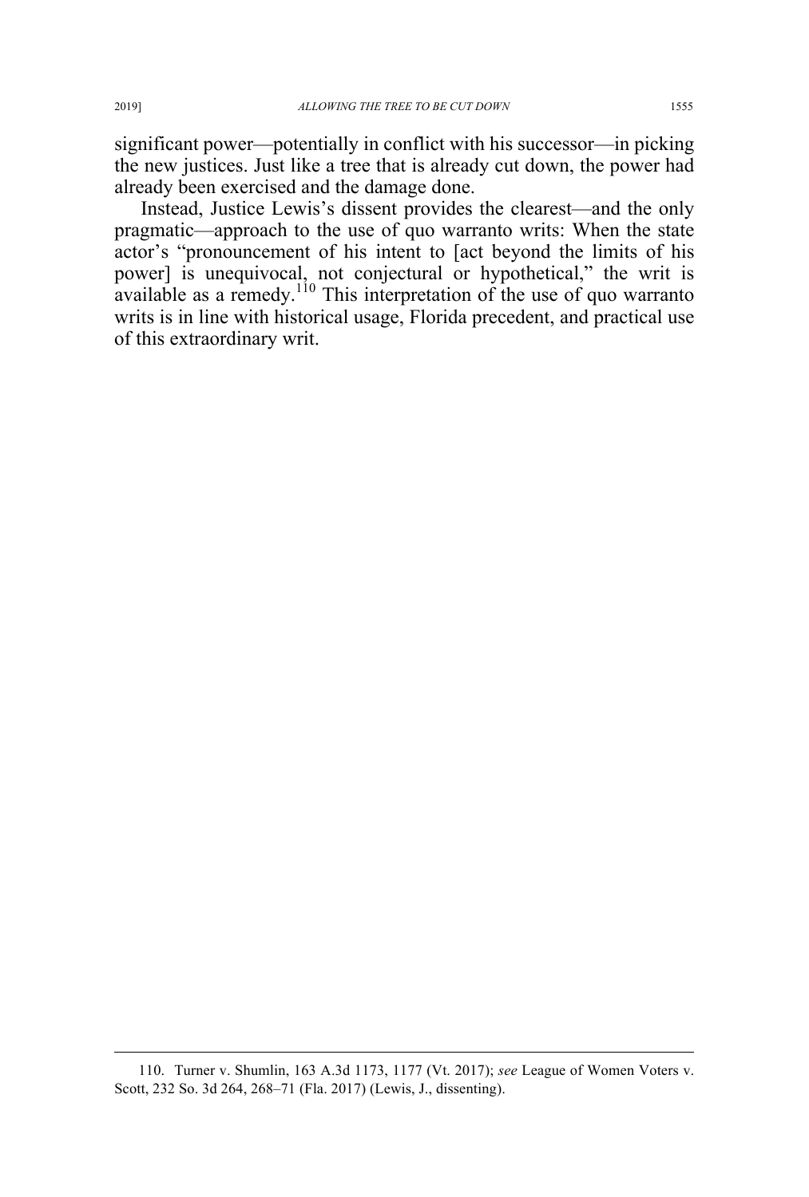significant power—potentially in conflict with his successor—in picking the new justices. Just like a tree that is already cut down, the power had already been exercised and the damage done.

Instead, Justice Lewis's dissent provides the clearest—and the only pragmatic—approach to the use of quo warranto writs: When the state actor's "pronouncement of his intent to [act beyond the limits of his power] is unequivocal, not conjectural or hypothetical," the writ is available as a remedy.[110] This interpretation of the use of quo warranto writs is in line with historical usage, Florida precedent, and practical use of this extraordinary writ.

---

110. Turner v. Shumlin, 163 A.3d 1173, 1177 (Vt. 2017); *see* League of Women Voters v. Scott, 232 So. 3d 264, 268–71 (Fla. 2017) (Lewis, J., dissenting).